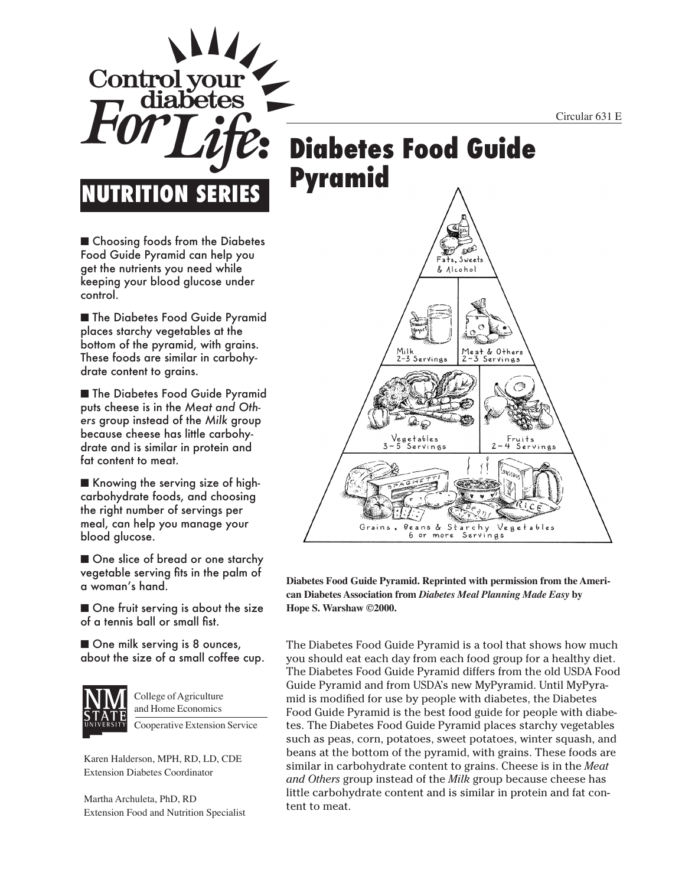# Control your diabetes For Life: NUTRITION SERIES

Circular 631 E

# Diabetes Food Guide Pyramid

- Choosing foods from the Diabetes Food Guide Pyramid can help you get the nutrients you need while keeping your blood glucose under control.
- The Diabetes Food Guide Pyramid places starchy vegetables at the bottom of the pyramid, with grains. These foods are similar in carbohydrate content to grains.
- The Diabetes Food Guide Pyramid puts cheese is in the *Meat and Others* group instead of the *Milk* group because cheese has little carbohydrate and is similar in protein and fat content to meat.
- Knowing the serving size of high-carbohydrate foods, and choosing the right number of servings per meal, can help you manage your blood glucose.
- One slice of bread or one starchy vegetable serving fits in the palm of a woman's hand.
- One fruit serving is about the size of a tennis ball or small fist.
- One milk serving is 8 ounces, about the size of a small coffee cup.

NM STATE UNIVERSITY
College of Agriculture and Home Economics
Cooperative Extension Service

Karen Halderson, MPH, RD, LD, CDE
Extension Diabetes Coordinator

Martha Archuleta, PhD, RD
Extension Food and Nutrition Specialist

Fats, Sweets & Alcohol

Milk 2–3 Servings

Meat & Others 2–3 Servings

Vegetables 3–5 Servings

Fruits 2–4 Servings

Grains, Beans & Starchy Vegetables 6 or more Servings

**Diabetes Food Guide Pyramid. Reprinted with permission from the American Diabetes Association from *Diabetes Meal Planning Made Easy* by Hope S. Warshaw ©2000.**

The Diabetes Food Guide Pyramid is a tool that shows how much you should eat each day from each food group for a healthy diet. The Diabetes Food Guide Pyramid differs from the old USDA Food Guide Pyramid and from USDA's new MyPyramid. Until MyPyramid is modified for use by people with diabetes, the Diabetes Food Guide Pyramid is the best food guide for people with diabetes. The Diabetes Food Guide Pyramid places starchy vegetables such as peas, corn, potatoes, sweet potatoes, winter squash, and beans at the bottom of the pyramid, with grains. These foods are similar in carbohydrate content to grains. Cheese is in the *Meat and Others* group instead of the *Milk* group because cheese has little carbohydrate content and is similar in protein and fat content to meat.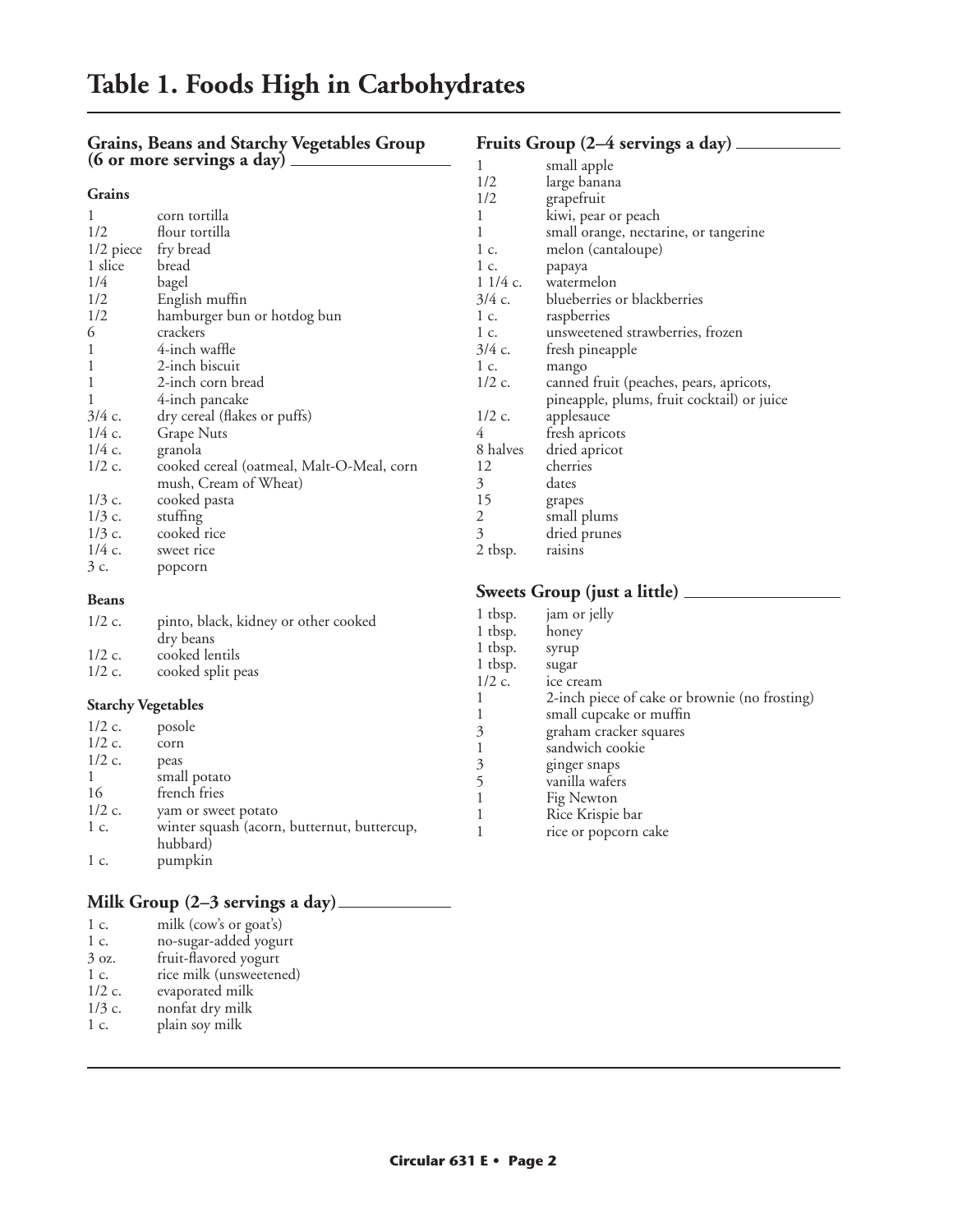# Table 1. Foods High in Carbohydrates

## Grains, Beans and Starchy Vegetables Group (6 or more servings a day)

### Grains

| | |
|---|---|
| 1 | corn tortilla |
| 1/2 | flour tortilla |
| 1/2 piece | fry bread |
| 1 slice | bread |
| 1/4 | bagel |
| 1/2 | English muffin |
| 1/2 | hamburger bun or hotdog bun |
| 6 | crackers |
| 1 | 4-inch waffle |
| 1 | 2-inch biscuit |
| 1 | 2-inch corn bread |
| 1 | 4-inch pancake |
| 3/4 c. | dry cereal (flakes or puffs) |
| 1/4 c. | Grape Nuts |
| 1/4 c. | granola |
| 1/2 c. | cooked cereal (oatmeal, Malt-O-Meal, corn mush, Cream of Wheat) |
| 1/3 c. | cooked pasta |
| 1/3 c. | stuffing |
| 1/3 c. | cooked rice |
| 1/4 c. | sweet rice |
| 3 c. | popcorn |

### Beans

| | |
|---|---|
| 1/2 c. | pinto, black, kidney or other cooked dry beans |
| 1/2 c. | cooked lentils |
| 1/2 c. | cooked split peas |

### Starchy Vegetables

| | |
|---|---|
| 1/2 c. | posole |
| 1/2 c. | corn |
| 1/2 c. | peas |
| 1 | small potato |
| 16 | french fries |
| 1/2 c. | yam or sweet potato |
| 1 c. | winter squash (acorn, butternut, buttercup, hubbard) |
| 1 c. | pumpkin |

## Milk Group (2–3 servings a day)

| | |
|---|---|
| 1 c. | milk (cow's or goat's) |
| 1 c. | no-sugar-added yogurt |
| 3 oz. | fruit-flavored yogurt |
| 1 c. | rice milk (unsweetened) |
| 1/2 c. | evaporated milk |
| 1/3 c. | nonfat dry milk |
| 1 c. | plain soy milk |

## Fruits Group (2–4 servings a day)

| | |
|---|---|
| 1 | small apple |
| 1/2 | large banana |
| 1/2 | grapefruit |
| 1 | kiwi, pear or peach |
| 1 | small orange, nectarine, or tangerine |
| 1 c. | melon (cantaloupe) |
| 1 c. | papaya |
| 1 1/4 c. | watermelon |
| 3/4 c. | blueberries or blackberries |
| 1 c. | raspberries |
| 1 c. | unsweetened strawberries, frozen |
| 3/4 c. | fresh pineapple |
| 1 c. | mango |
| 1/2 c. | canned fruit (peaches, pears, apricots, pineapple, plums, fruit cocktail) or juice |
| 1/2 c. | applesauce |
| 4 | fresh apricots |
| 8 halves | dried apricot |
| 12 | cherries |
| 3 | dates |
| 15 | grapes |
| 2 | small plums |
| 3 | dried prunes |
| 2 tbsp. | raisins |

## Sweets Group (just a little)

| | |
|---|---|
| 1 tbsp. | jam or jelly |
| 1 tbsp. | honey |
| 1 tbsp. | syrup |
| 1 tbsp. | sugar |
| 1/2 c. | ice cream |
| 1 | 2-inch piece of cake or brownie (no frosting) |
| 1 | small cupcake or muffin |
| 3 | graham cracker squares |
| 1 | sandwich cookie |
| 3 | ginger snaps |
| 5 | vanilla wafers |
| 1 | Fig Newton |
| 1 | Rice Krispie bar |
| 1 | rice or popcorn cake |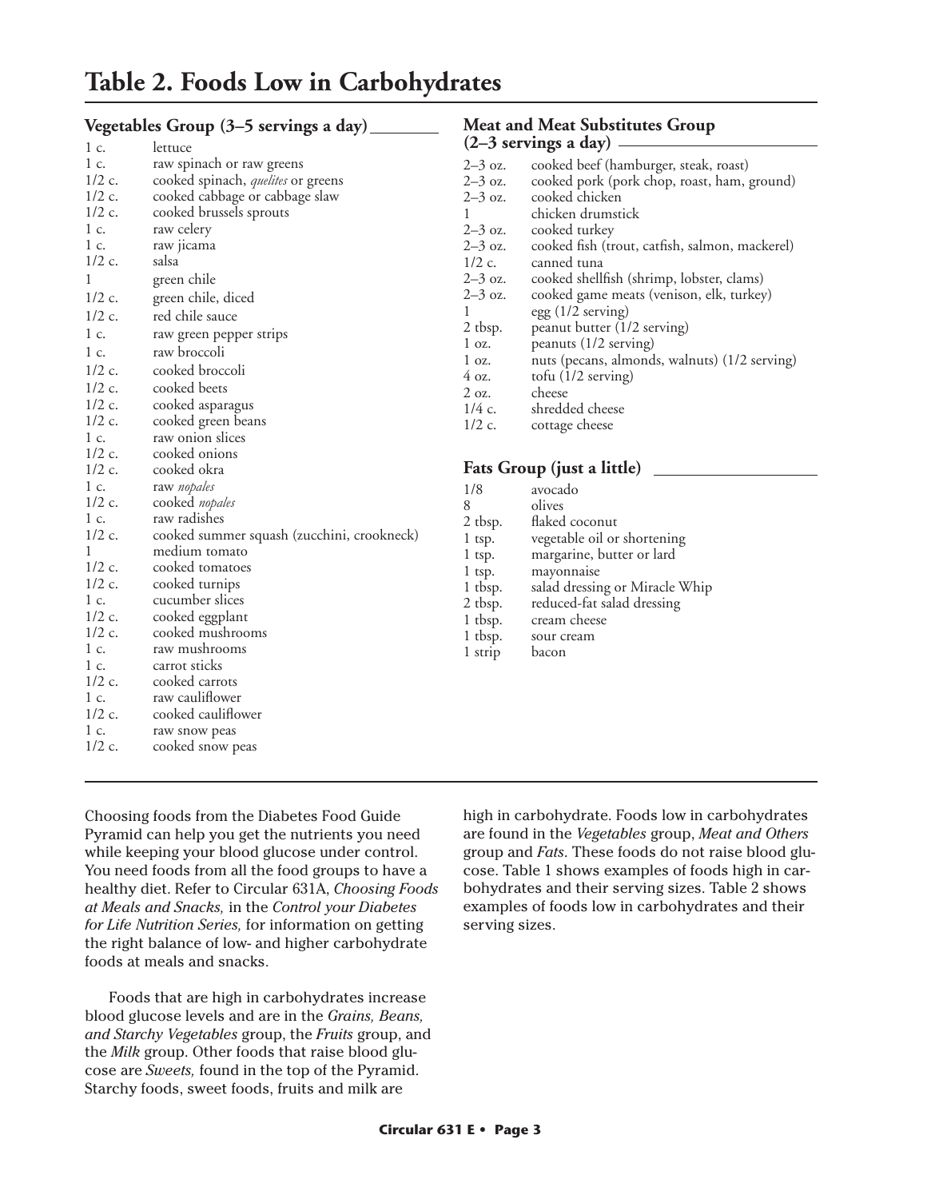# Table 2. Foods Low in Carbohydrates

### Vegetables Group (3–5 servings a day)

| | |
|---|---|
| 1 c. | lettuce |
| 1 c. | raw spinach or raw greens |
| 1/2 c. | cooked spinach, *quelites* or greens |
| 1/2 c. | cooked cabbage or cabbage slaw |
| 1/2 c. | cooked brussels sprouts |
| 1 c. | raw celery |
| 1 c. | raw jicama |
| 1/2 c. | salsa |
| 1 | green chile |
| 1/2 c. | green chile, diced |
| 1/2 c. | red chile sauce |
| 1 c. | raw green pepper strips |
| 1 c. | raw broccoli |
| 1/2 c. | cooked broccoli |
| 1/2 c. | cooked beets |
| 1/2 c. | cooked asparagus |
| 1/2 c. | cooked green beans |
| 1 c. | raw onion slices |
| 1/2 c. | cooked onions |
| 1/2 c. | cooked okra |
| 1 c. | raw *nopales* |
| 1/2 c. | cooked *nopales* |
| 1 c. | raw radishes |
| 1/2 c. | cooked summer squash (zucchini, crookneck) |
| 1 | medium tomato |
| 1/2 c. | cooked tomatoes |
| 1/2 c. | cooked turnips |
| 1 c. | cucumber slices |
| 1/2 c. | cooked eggplant |
| 1/2 c. | cooked mushrooms |
| 1 c. | raw mushrooms |
| 1 c. | carrot sticks |
| 1/2 c. | cooked carrots |
| 1 c. | raw cauliflower |
| 1/2 c. | cooked cauliflower |
| 1 c. | raw snow peas |
| 1/2 c. | cooked snow peas |

### Meat and Meat Substitutes Group (2–3 servings a day)

| | |
|---|---|
| 2–3 oz. | cooked beef (hamburger, steak, roast) |
| 2–3 oz. | cooked pork (pork chop, roast, ham, ground) |
| 2–3 oz. | cooked chicken |
| 1 | chicken drumstick |
| 2–3 oz. | cooked turkey |
| 2–3 oz. | cooked fish (trout, catfish, salmon, mackerel) |
| 1/2 c. | canned tuna |
| 2–3 oz. | cooked shellfish (shrimp, lobster, clams) |
| 2–3 oz. | cooked game meats (venison, elk, turkey) |
| 1 | egg (1/2 serving) |
| 2 tbsp. | peanut butter (1/2 serving) |
| 1 oz. | peanuts (1/2 serving) |
| 1 oz. | nuts (pecans, almonds, walnuts) (1/2 serving) |
| 4 oz. | tofu (1/2 serving) |
| 2 oz. | cheese |
| 1/4 c. | shredded cheese |
| 1/2 c. | cottage cheese |

### Fats Group (just a little)

| | |
|---|---|
| 1/8 | avocado |
| 8 | olives |
| 2 tbsp. | flaked coconut |
| 1 tsp. | vegetable oil or shortening |
| 1 tsp. | margarine, butter or lard |
| 1 tsp. | mayonnaise |
| 1 tbsp. | salad dressing or Miracle Whip |
| 2 tbsp. | reduced-fat salad dressing |
| 1 tbsp. | cream cheese |
| 1 tbsp. | sour cream |
| 1 strip | bacon |

Choosing foods from the Diabetes Food Guide Pyramid can help you get the nutrients you need while keeping your blood glucose under control. You need foods from all the food groups to have a healthy diet. Refer to Circular 631A, *Choosing Foods at Meals and Snacks,* in the *Control your Diabetes for Life Nutrition Series,* for information on getting the right balance of low- and higher carbohydrate foods at meals and snacks.

Foods that are high in carbohydrates increase blood glucose levels and are in the *Grains, Beans, and Starchy Vegetables* group, the *Fruits* group, and the *Milk* group. Other foods that raise blood glucose are *Sweets,* found in the top of the Pyramid. Starchy foods, sweet foods, fruits and milk are high in carbohydrate. Foods low in carbohydrates are found in the *Vegetables* group, *Meat and Others* group and *Fats*. These foods do not raise blood glucose. Table 1 shows examples of foods high in carbohydrates and their serving sizes. Table 2 shows examples of foods low in carbohydrates and their serving sizes.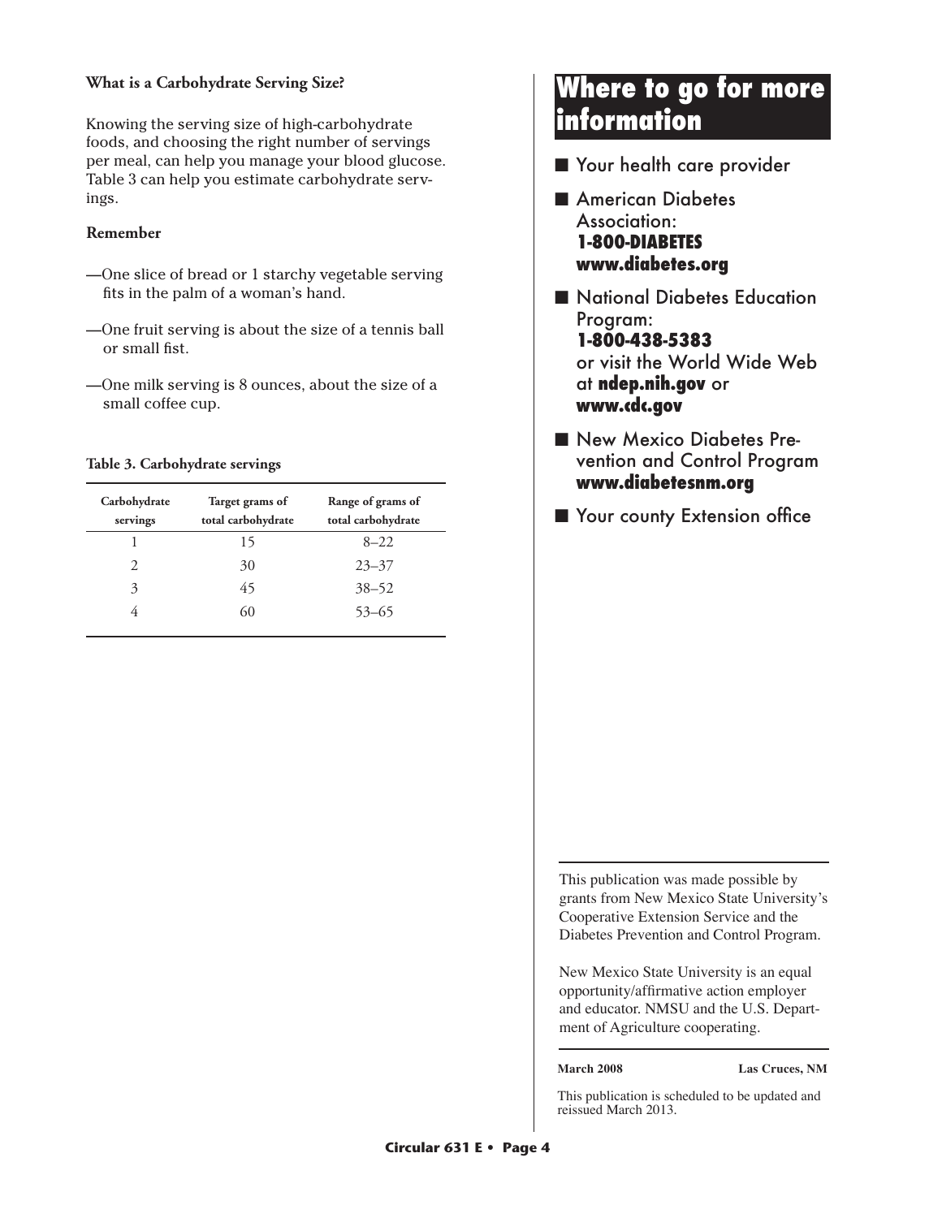### What is a Carbohydrate Serving Size?

Knowing the serving size of high-carbohydrate foods, and choosing the right number of servings per meal, can help you manage your blood glucose. Table 3 can help you estimate carbohydrate servings.

**Remember**

—One slice of bread or 1 starchy vegetable serving fits in the palm of a woman's hand.

—One fruit serving is about the size of a tennis ball or small fist.

—One milk serving is 8 ounces, about the size of a small coffee cup.

**Table 3. Carbohydrate servings**

| Carbohydrate servings | Target grams of total carbohydrate | Range of grams of total carbohydrate |
|---|---|---|
| 1 | 15 | 8–22 |
| 2 | 30 | 23–37 |
| 3 | 45 | 38–52 |
| 4 | 60 | 53–65 |

## Where to go for more information

- Your health care provider
- American Diabetes Association: **1-800-DIABETES** **www.diabetes.org**
- National Diabetes Education Program: **1-800-438-5383** or visit the World Wide Web at **ndep.nih.gov** or **www.cdc.gov**
- New Mexico Diabetes Prevention and Control Program **www.diabetesnm.org**
- Your county Extension office

This publication was made possible by grants from New Mexico State University's Cooperative Extension Service and the Diabetes Prevention and Control Program.

New Mexico State University is an equal opportunity/affirmative action employer and educator. NMSU and the U.S. Department of Agriculture cooperating.

**March 2008** **Las Cruces, NM**

This publication is scheduled to be updated and reissued March 2013.